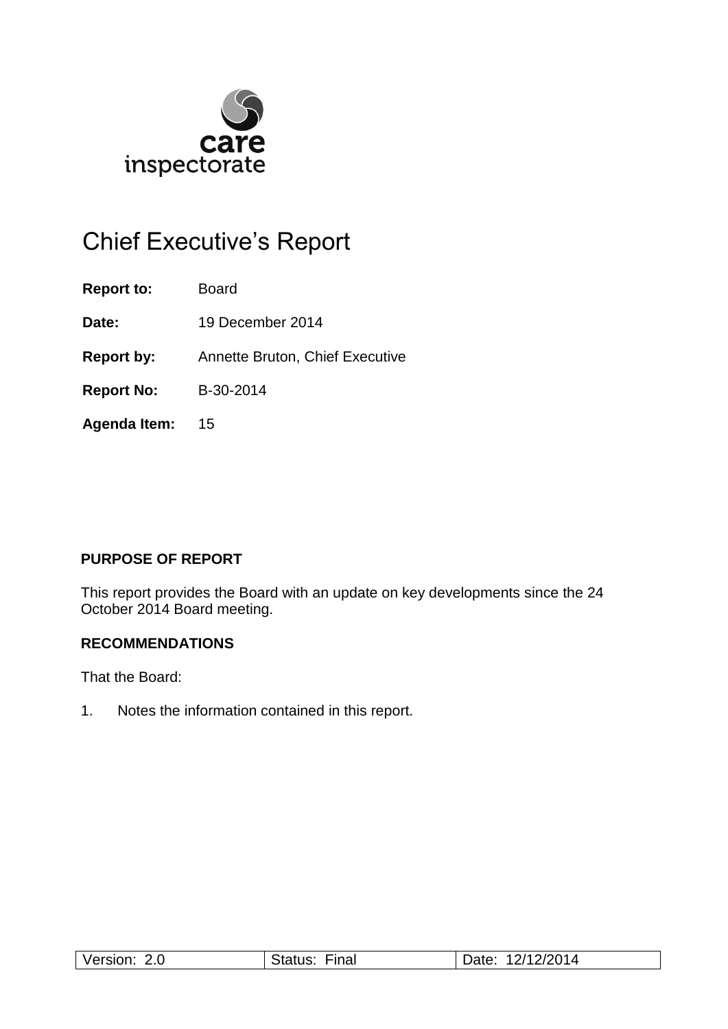care
inspectorate

# Chief Executive's Report

**Report to:** Board

**Date:** 19 December 2014

**Report by:** Annette Bruton, Chief Executive

**Report No:** B-30-2014

**Agenda Item:** 15

**PURPOSE OF REPORT**

This report provides the Board with an update on key developments since the 24 October 2014 Board meeting.

**RECOMMENDATIONS**

That the Board:

1. Notes the information contained in this report.

| Version: 2.0 | Status: Final | Date: 12/12/2014 |
| --- | --- | --- |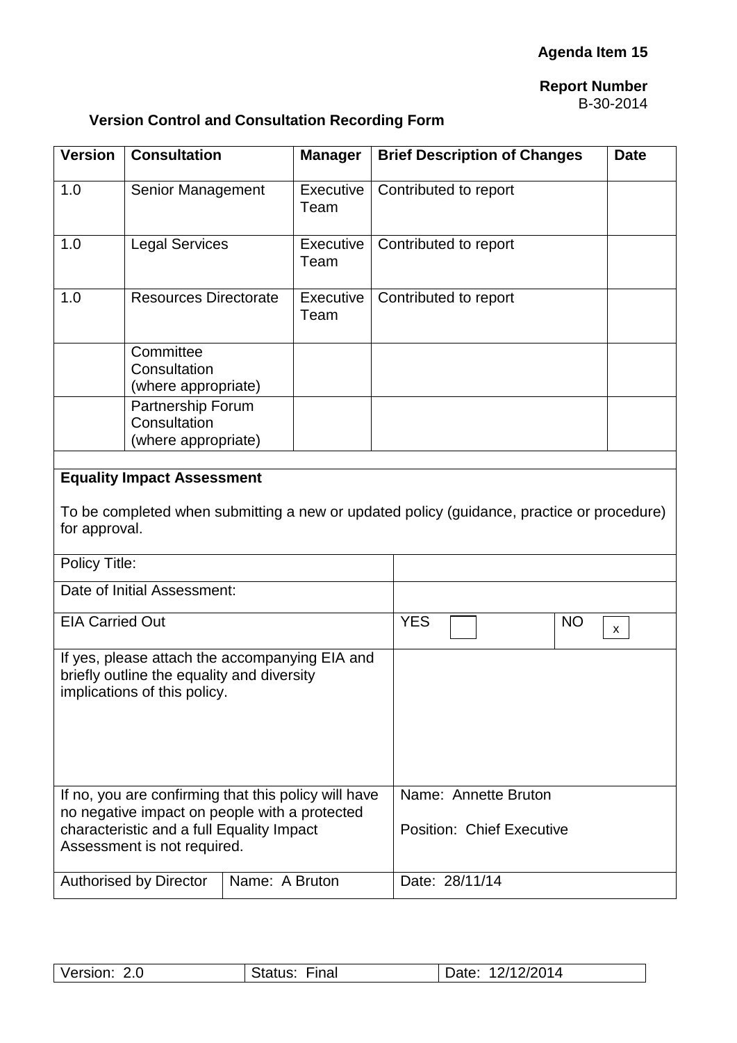**Agenda Item 15**

**Report Number**
B-30-2014

**Version Control and Consultation Recording Form**

| Version | Consultation | Manager | Brief Description of Changes | Date |
|---|---|---|---|---|
| 1.0 | Senior Management | Executive Team | Contributed to report | |
| 1.0 | Legal Services | Executive Team | Contributed to report | |
| 1.0 | Resources Directorate | Executive Team | Contributed to report | |
| | Committee Consultation (where appropriate) | | | |
| | Partnership Forum Consultation (where appropriate) | | | |

**Equality Impact Assessment**

To be completed when submitting a new or updated policy (guidance, practice or procedure) for approval.

| | | | |
|---|---|---|---|
| Policy Title: | | | |
| Date of Initial Assessment: | | | |
| EIA Carried Out | | YES ☐ | NO ☒ |
| If yes, please attach the accompanying EIA and briefly outline the equality and diversity implications of this policy. | | | |
| If no, you are confirming that this policy will have no negative impact on people with a protected characteristic and a full Equality Impact Assessment is not required. | | Name: Annette Bruton<br><br>Position: Chief Executive | |
| Authorised by Director | Name: A Bruton | Date: 28/11/14 | |

| Version: 2.0 | Status: Final | Date: 12/12/2014 |
|---|---|---|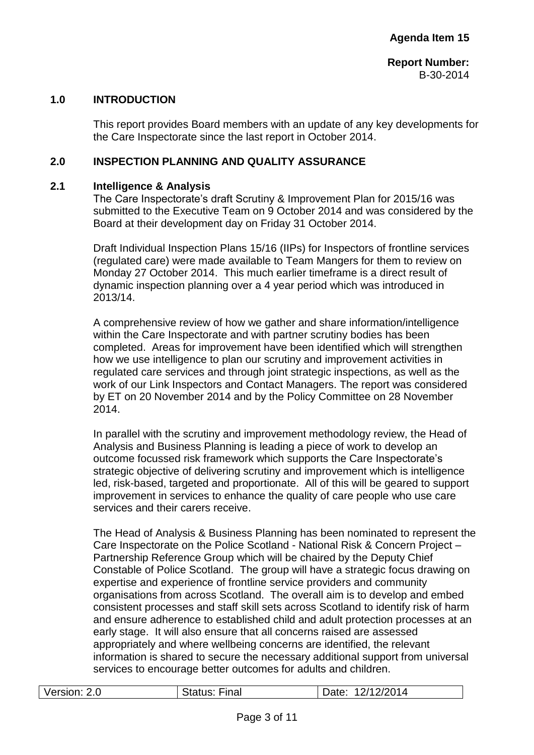**Agenda Item 15**

**Report Number:**
B-30-2014

## 1.0 INTRODUCTION

This report provides Board members with an update of any key developments for the Care Inspectorate since the last report in October 2014.

## 2.0 INSPECTION PLANNING AND QUALITY ASSURANCE

### 2.1 Intelligence & Analysis

The Care Inspectorate's draft Scrutiny & Improvement Plan for 2015/16 was submitted to the Executive Team on 9 October 2014 and was considered by the Board at their development day on Friday 31 October 2014.

Draft Individual Inspection Plans 15/16 (IIPs) for Inspectors of frontline services (regulated care) were made available to Team Mangers for them to review on Monday 27 October 2014. This much earlier timeframe is a direct result of dynamic inspection planning over a 4 year period which was introduced in 2013/14.

A comprehensive review of how we gather and share information/intelligence within the Care Inspectorate and with partner scrutiny bodies has been completed. Areas for improvement have been identified which will strengthen how we use intelligence to plan our scrutiny and improvement activities in regulated care services and through joint strategic inspections, as well as the work of our Link Inspectors and Contact Managers. The report was considered by ET on 20 November 2014 and by the Policy Committee on 28 November 2014.

In parallel with the scrutiny and improvement methodology review, the Head of Analysis and Business Planning is leading a piece of work to develop an outcome focussed risk framework which supports the Care Inspectorate's strategic objective of delivering scrutiny and improvement which is intelligence led, risk-based, targeted and proportionate. All of this will be geared to support improvement in services to enhance the quality of care people who use care services and their carers receive.

The Head of Analysis & Business Planning has been nominated to represent the Care Inspectorate on the Police Scotland - National Risk & Concern Project – Partnership Reference Group which will be chaired by the Deputy Chief Constable of Police Scotland. The group will have a strategic focus drawing on expertise and experience of frontline service providers and community organisations from across Scotland. The overall aim is to develop and embed consistent processes and staff skill sets across Scotland to identify risk of harm and ensure adherence to established child and adult protection processes at an early stage. It will also ensure that all concerns raised are assessed appropriately and where wellbeing concerns are identified, the relevant information is shared to secure the necessary additional support from universal services to encourage better outcomes for adults and children.

| Version: 2.0 | Status: Final | Date: 12/12/2014 |
|---|---|---|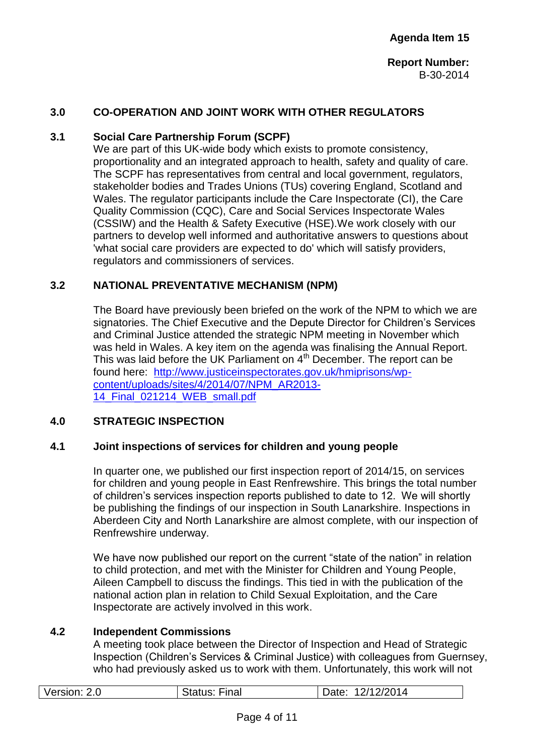## 3.0 CO-OPERATION AND JOINT WORK WITH OTHER REGULATORS

### 3.1 Social Care Partnership Forum (SCPF)

We are part of this UK-wide body which exists to promote consistency, proportionality and an integrated approach to health, safety and quality of care. The SCPF has representatives from central and local government, regulators, stakeholder bodies and Trades Unions (TUs) covering England, Scotland and Wales. The regulator participants include the Care Inspectorate (CI), the Care Quality Commission (CQC), Care and Social Services Inspectorate Wales (CSSIW) and the Health & Safety Executive (HSE).We work closely with our partners to develop well informed and authoritative answers to questions about 'what social care providers are expected to do' which will satisfy providers, regulators and commissioners of services.

### 3.2 NATIONAL PREVENTATIVE MECHANISM (NPM)

The Board have previously been briefed on the work of the NPM to which we are signatories. The Chief Executive and the Depute Director for Children's Services and Criminal Justice attended the strategic NPM meeting in November which was held in Wales. A key item on the agenda was finalising the Annual Report. This was laid before the UK Parliament on 4th December. The report can be found here: [http://www.justiceinspectorates.gov.uk/hmiprisons/wp-content/uploads/sites/4/2014/07/NPM_AR2013-14_Final_021214_WEB_small.pdf](http://www.justiceinspectorates.gov.uk/hmiprisons/wp-content/uploads/sites/4/2014/07/NPM_AR2013-14_Final_021214_WEB_small.pdf)

## 4.0 STRATEGIC INSPECTION

### 4.1 Joint inspections of services for children and young people

In quarter one, we published our first inspection report of 2014/15, on services for children and young people in East Renfrewshire. This brings the total number of children's services inspection reports published to date to 12. We will shortly be publishing the findings of our inspection in South Lanarkshire. Inspections in Aberdeen City and North Lanarkshire are almost complete, with our inspection of Renfrewshire underway.

We have now published our report on the current "state of the nation" in relation to child protection, and met with the Minister for Children and Young People, Aileen Campbell to discuss the findings. This tied in with the publication of the national action plan in relation to Child Sexual Exploitation, and the Care Inspectorate are actively involved in this work.

### 4.2 Independent Commissions

A meeting took place between the Director of Inspection and Head of Strategic Inspection (Children's Services & Criminal Justice) with colleagues from Guernsey, who had previously asked us to work with them. Unfortunately, this work will not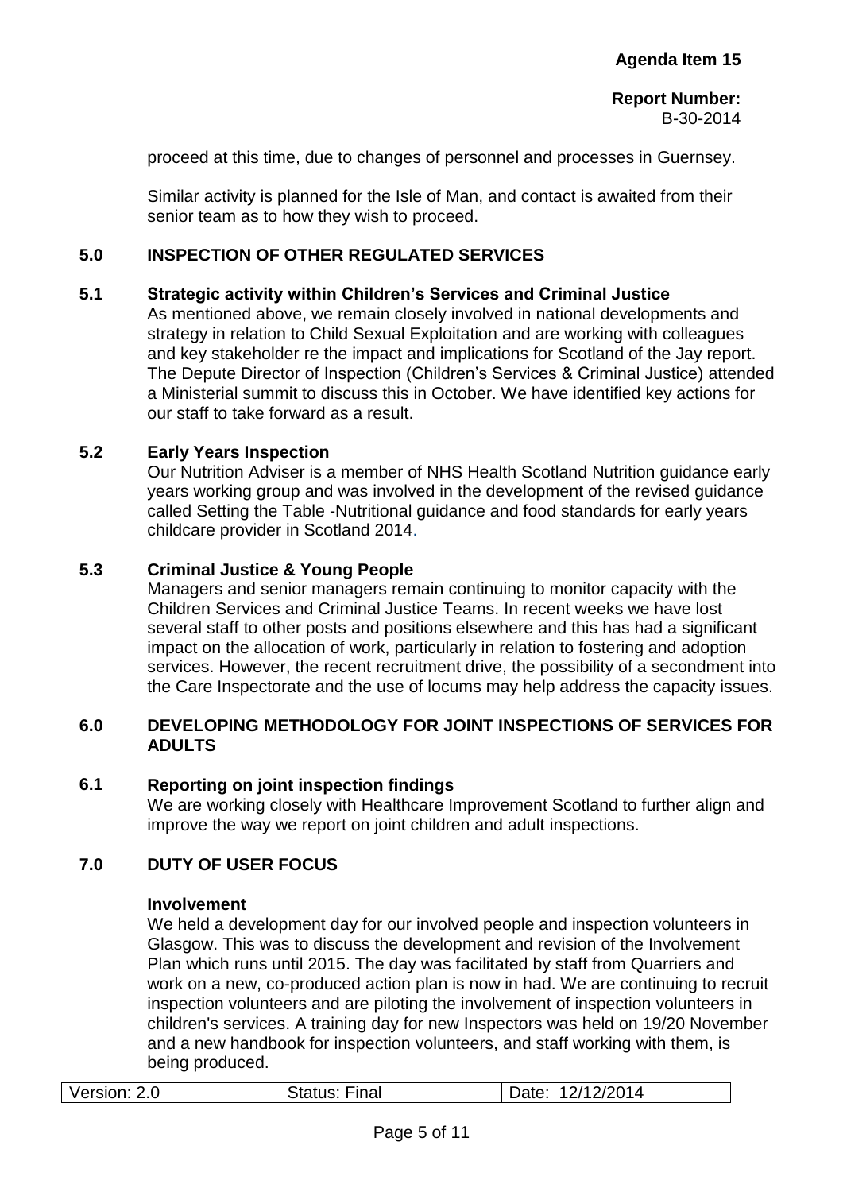proceed at this time, due to changes of personnel and processes in Guernsey.

Similar activity is planned for the Isle of Man, and contact is awaited from their senior team as to how they wish to proceed.

## 5.0 INSPECTION OF OTHER REGULATED SERVICES

### 5.1 Strategic activity within Children's Services and Criminal Justice

As mentioned above, we remain closely involved in national developments and strategy in relation to Child Sexual Exploitation and are working with colleagues and key stakeholder re the impact and implications for Scotland of the Jay report. The Depute Director of Inspection (Children's Services & Criminal Justice) attended a Ministerial summit to discuss this in October. We have identified key actions for our staff to take forward as a result.

### 5.2 Early Years Inspection

Our Nutrition Adviser is a member of NHS Health Scotland Nutrition guidance early years working group and was involved in the development of the revised guidance called Setting the Table -Nutritional guidance and food standards for early years childcare provider in Scotland 2014.

### 5.3 Criminal Justice & Young People

Managers and senior managers remain continuing to monitor capacity with the Children Services and Criminal Justice Teams. In recent weeks we have lost several staff to other posts and positions elsewhere and this has had a significant impact on the allocation of work, particularly in relation to fostering and adoption services. However, the recent recruitment drive, the possibility of a secondment into the Care Inspectorate and the use of locums may help address the capacity issues.

## 6.0 DEVELOPING METHODOLOGY FOR JOINT INSPECTIONS OF SERVICES FOR ADULTS

### 6.1 Reporting on joint inspection findings

We are working closely with Healthcare Improvement Scotland to further align and improve the way we report on joint children and adult inspections.

## 7.0 DUTY OF USER FOCUS

**Involvement**

We held a development day for our involved people and inspection volunteers in Glasgow. This was to discuss the development and revision of the Involvement Plan which runs until 2015. The day was facilitated by staff from Quarriers and work on a new, co-produced action plan is now in had. We are continuing to recruit inspection volunteers and are piloting the involvement of inspection volunteers in children's services. A training day for new Inspectors was held on 19/20 November and a new handbook for inspection volunteers, and staff working with them, is being produced.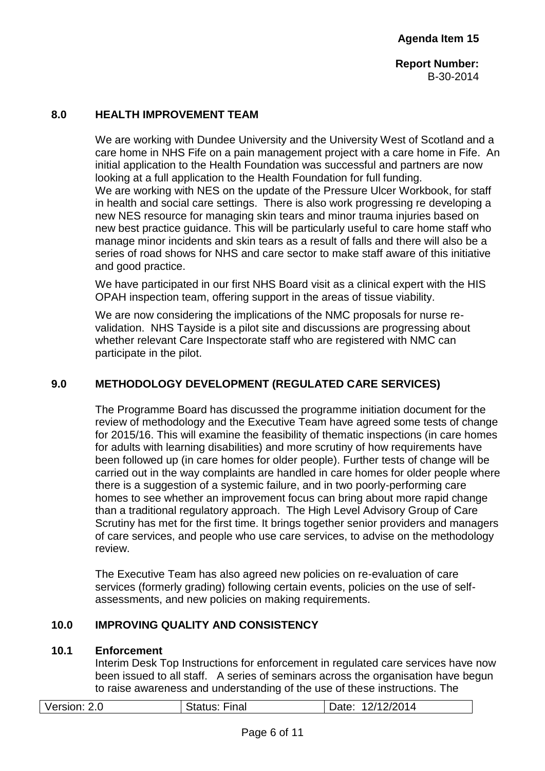## 8.0 HEALTH IMPROVEMENT TEAM

We are working with Dundee University and the University West of Scotland and a care home in NHS Fife on a pain management project with a care home in Fife. An initial application to the Health Foundation was successful and partners are now looking at a full application to the Health Foundation for full funding.
We are working with NES on the update of the Pressure Ulcer Workbook, for staff in health and social care settings. There is also work progressing re developing a new NES resource for managing skin tears and minor trauma injuries based on new best practice guidance. This will be particularly useful to care home staff who manage minor incidents and skin tears as a result of falls and there will also be a series of road shows for NHS and care sector to make staff aware of this initiative and good practice.

We have participated in our first NHS Board visit as a clinical expert with the HIS OPAH inspection team, offering support in the areas of tissue viability.

We are now considering the implications of the NMC proposals for nurse re-validation. NHS Tayside is a pilot site and discussions are progressing about whether relevant Care Inspectorate staff who are registered with NMC can participate in the pilot.

## 9.0 METHODOLOGY DEVELOPMENT (REGULATED CARE SERVICES)

The Programme Board has discussed the programme initiation document for the review of methodology and the Executive Team have agreed some tests of change for 2015/16. This will examine the feasibility of thematic inspections (in care homes for adults with learning disabilities) and more scrutiny of how requirements have been followed up (in care homes for older people). Further tests of change will be carried out in the way complaints are handled in care homes for older people where there is a suggestion of a systemic failure, and in two poorly-performing care homes to see whether an improvement focus can bring about more rapid change than a traditional regulatory approach. The High Level Advisory Group of Care Scrutiny has met for the first time. It brings together senior providers and managers of care services, and people who use care services, to advise on the methodology review.

The Executive Team has also agreed new policies on re-evaluation of care services (formerly grading) following certain events, policies on the use of self-assessments, and new policies on making requirements.

## 10.0 IMPROVING QUALITY AND CONSISTENCY

### 10.1 Enforcement

Interim Desk Top Instructions for enforcement in regulated care services have now been issued to all staff. A series of seminars across the organisation have begun to raise awareness and understanding of the use of these instructions. The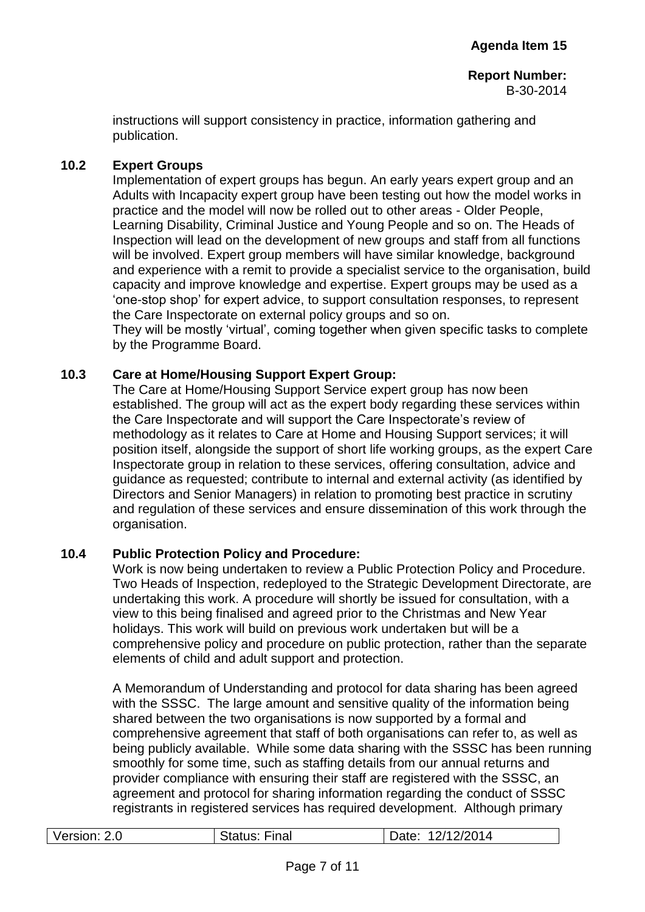instructions will support consistency in practice, information gathering and publication.

### 10.2 Expert Groups

Implementation of expert groups has begun. An early years expert group and an Adults with Incapacity expert group have been testing out how the model works in practice and the model will now be rolled out to other areas - Older People, Learning Disability, Criminal Justice and Young People and so on. The Heads of Inspection will lead on the development of new groups and staff from all functions will be involved. Expert group members will have similar knowledge, background and experience with a remit to provide a specialist service to the organisation, build capacity and improve knowledge and expertise. Expert groups may be used as a 'one-stop shop' for expert advice, to support consultation responses, to represent the Care Inspectorate on external policy groups and so on.

They will be mostly 'virtual', coming together when given specific tasks to complete by the Programme Board.

### 10.3 Care at Home/Housing Support Expert Group:

The Care at Home/Housing Support Service expert group has now been established. The group will act as the expert body regarding these services within the Care Inspectorate and will support the Care Inspectorate's review of methodology as it relates to Care at Home and Housing Support services; it will position itself, alongside the support of short life working groups, as the expert Care Inspectorate group in relation to these services, offering consultation, advice and guidance as requested; contribute to internal and external activity (as identified by Directors and Senior Managers) in relation to promoting best practice in scrutiny and regulation of these services and ensure dissemination of this work through the organisation.

### 10.4 Public Protection Policy and Procedure:

Work is now being undertaken to review a Public Protection Policy and Procedure. Two Heads of Inspection, redeployed to the Strategic Development Directorate, are undertaking this work. A procedure will shortly be issued for consultation, with a view to this being finalised and agreed prior to the Christmas and New Year holidays. This work will build on previous work undertaken but will be a comprehensive policy and procedure on public protection, rather than the separate elements of child and adult support and protection.

A Memorandum of Understanding and protocol for data sharing has been agreed with the SSSC. The large amount and sensitive quality of the information being shared between the two organisations is now supported by a formal and comprehensive agreement that staff of both organisations can refer to, as well as being publicly available. While some data sharing with the SSSC has been running smoothly for some time, such as staffing details from our annual returns and provider compliance with ensuring their staff are registered with the SSSC, an agreement and protocol for sharing information regarding the conduct of SSSC registrants in registered services has required development. Although primary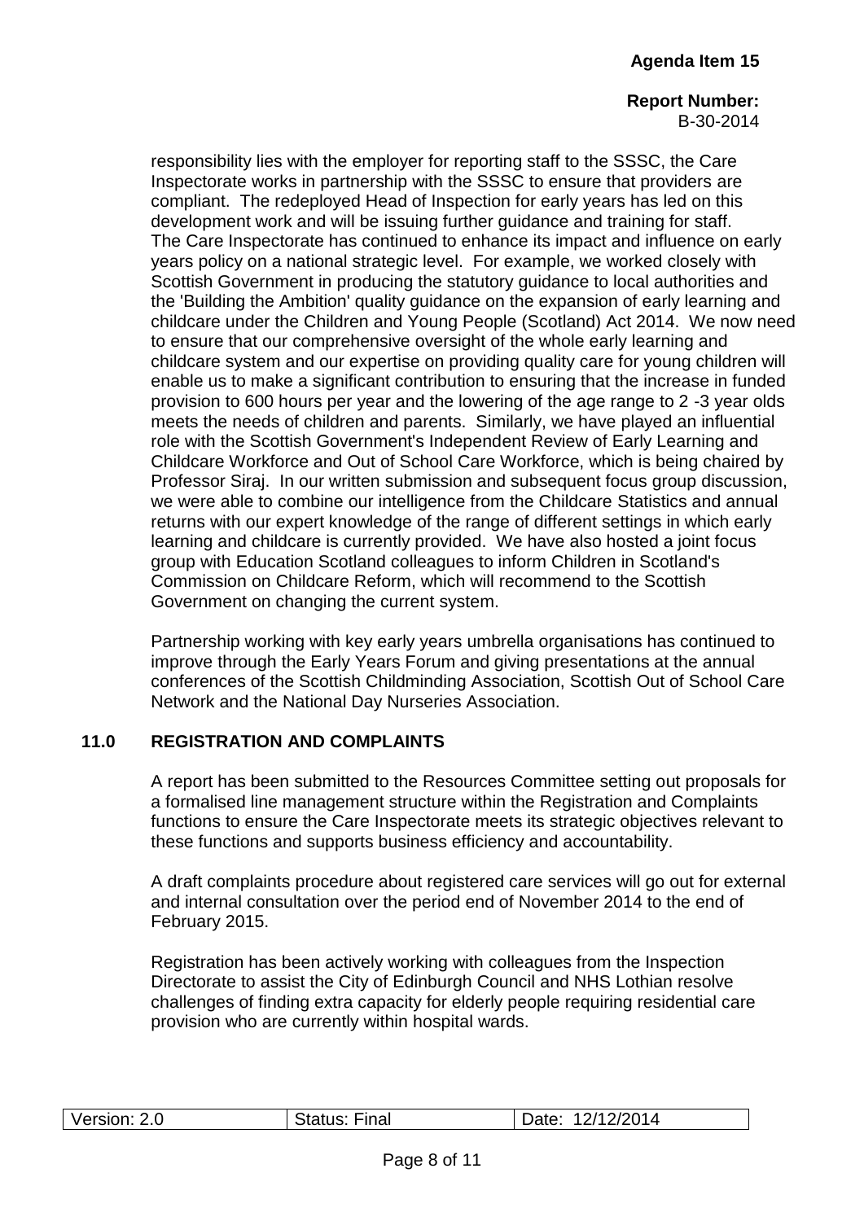responsibility lies with the employer for reporting staff to the SSSC, the Care Inspectorate works in partnership with the SSSC to ensure that providers are compliant. The redeployed Head of Inspection for early years has led on this development work and will be issuing further guidance and training for staff. The Care Inspectorate has continued to enhance its impact and influence on early years policy on a national strategic level. For example, we worked closely with Scottish Government in producing the statutory guidance to local authorities and the 'Building the Ambition' quality guidance on the expansion of early learning and childcare under the Children and Young People (Scotland) Act 2014. We now need to ensure that our comprehensive oversight of the whole early learning and childcare system and our expertise on providing quality care for young children will enable us to make a significant contribution to ensuring that the increase in funded provision to 600 hours per year and the lowering of the age range to 2 -3 year olds meets the needs of children and parents. Similarly, we have played an influential role with the Scottish Government's Independent Review of Early Learning and Childcare Workforce and Out of School Care Workforce, which is being chaired by Professor Siraj. In our written submission and subsequent focus group discussion, we were able to combine our intelligence from the Childcare Statistics and annual returns with our expert knowledge of the range of different settings in which early learning and childcare is currently provided. We have also hosted a joint focus group with Education Scotland colleagues to inform Children in Scotland's Commission on Childcare Reform, which will recommend to the Scottish Government on changing the current system.

Partnership working with key early years umbrella organisations has continued to improve through the Early Years Forum and giving presentations at the annual conferences of the Scottish Childminding Association, Scottish Out of School Care Network and the National Day Nurseries Association.

## 11.0 REGISTRATION AND COMPLAINTS

A report has been submitted to the Resources Committee setting out proposals for a formalised line management structure within the Registration and Complaints functions to ensure the Care Inspectorate meets its strategic objectives relevant to these functions and supports business efficiency and accountability.

A draft complaints procedure about registered care services will go out for external and internal consultation over the period end of November 2014 to the end of February 2015.

Registration has been actively working with colleagues from the Inspection Directorate to assist the City of Edinburgh Council and NHS Lothian resolve challenges of finding extra capacity for elderly people requiring residential care provision who are currently within hospital wards.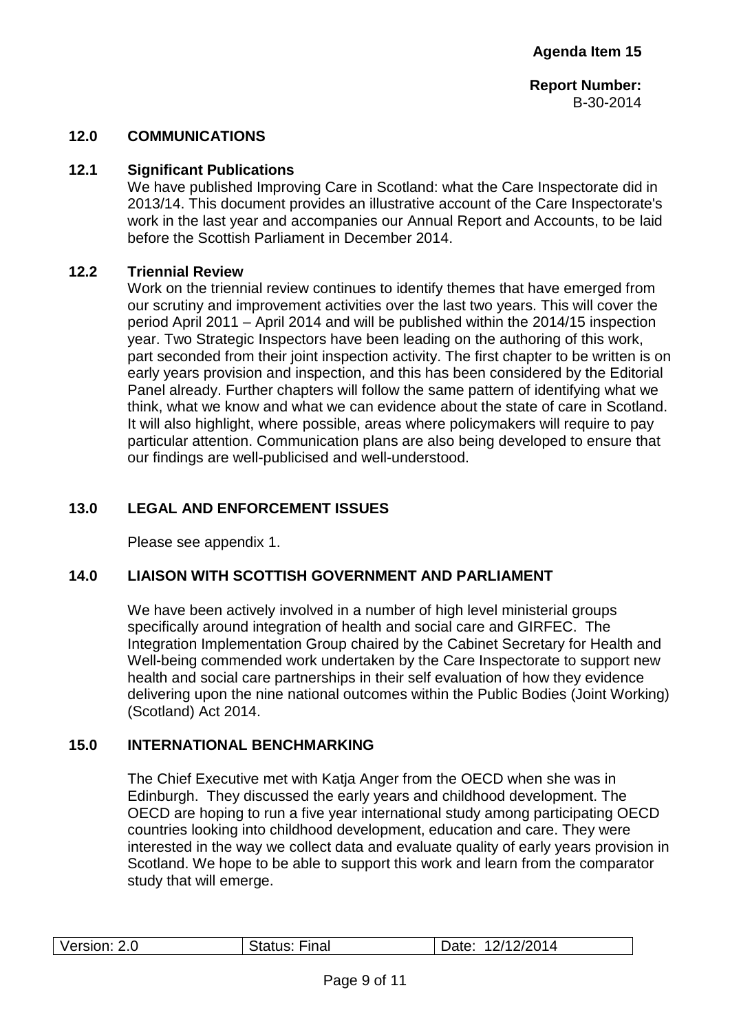**Agenda Item 15**

**Report Number:**
B-30-2014

## 12.0 COMMUNICATIONS

### 12.1 Significant Publications

We have published Improving Care in Scotland: what the Care Inspectorate did in 2013/14. This document provides an illustrative account of the Care Inspectorate's work in the last year and accompanies our Annual Report and Accounts, to be laid before the Scottish Parliament in December 2014.

### 12.2 Triennial Review

Work on the triennial review continues to identify themes that have emerged from our scrutiny and improvement activities over the last two years. This will cover the period April 2011 – April 2014 and will be published within the 2014/15 inspection year. Two Strategic Inspectors have been leading on the authoring of this work, part seconded from their joint inspection activity. The first chapter to be written is on early years provision and inspection, and this has been considered by the Editorial Panel already. Further chapters will follow the same pattern of identifying what we think, what we know and what we can evidence about the state of care in Scotland. It will also highlight, where possible, areas where policymakers will require to pay particular attention. Communication plans are also being developed to ensure that our findings are well-publicised and well-understood.

## 13.0 LEGAL AND ENFORCEMENT ISSUES

Please see appendix 1.

## 14.0 LIAISON WITH SCOTTISH GOVERNMENT AND PARLIAMENT

We have been actively involved in a number of high level ministerial groups specifically around integration of health and social care and GIRFEC. The Integration Implementation Group chaired by the Cabinet Secretary for Health and Well-being commended work undertaken by the Care Inspectorate to support new health and social care partnerships in their self evaluation of how they evidence delivering upon the nine national outcomes within the Public Bodies (Joint Working) (Scotland) Act 2014.

## 15.0 INTERNATIONAL BENCHMARKING

The Chief Executive met with Katja Anger from the OECD when she was in Edinburgh. They discussed the early years and childhood development. The OECD are hoping to run a five year international study among participating OECD countries looking into childhood development, education and care. They were interested in the way we collect data and evaluate quality of early years provision in Scotland. We hope to be able to support this work and learn from the comparator study that will emerge.

| Version: 2.0 | Status: Final | Date: 12/12/2014 |
| --- | --- | --- |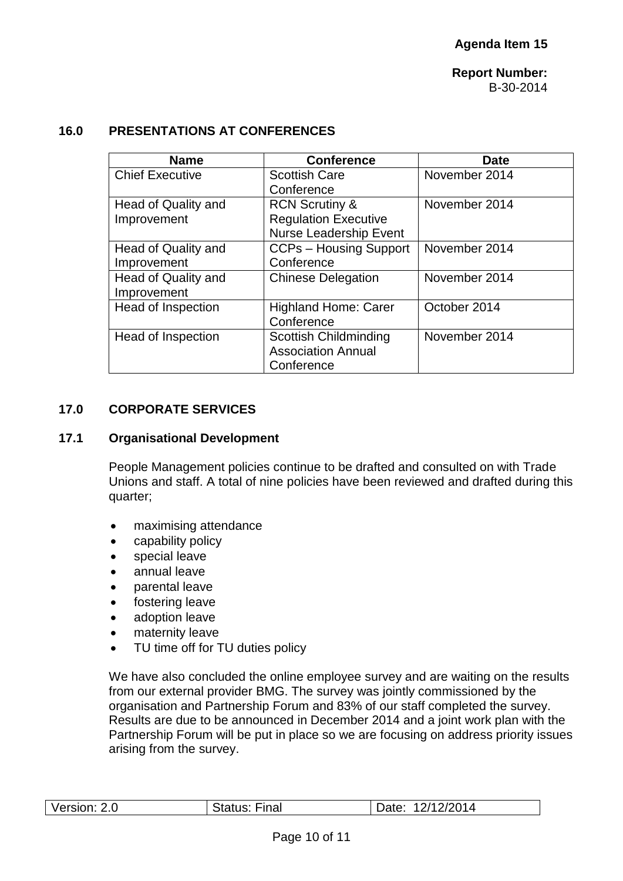**Agenda Item 15**

**Report Number:**
B-30-2014

## 16.0 PRESENTATIONS AT CONFERENCES

| Name | Conference | Date |
|---|---|---|
| Chief Executive | Scottish Care Conference | November 2014 |
| Head of Quality and Improvement | RCN Scrutiny & Regulation Executive Nurse Leadership Event | November 2014 |
| Head of Quality and Improvement | CCPs – Housing Support Conference | November 2014 |
| Head of Quality and Improvement | Chinese Delegation | November 2014 |
| Head of Inspection | Highland Home: Carer Conference | October 2014 |
| Head of Inspection | Scottish Childminding Association Annual Conference | November 2014 |

## 17.0 CORPORATE SERVICES

### 17.1 Organisational Development

People Management policies continue to be drafted and consulted on with Trade Unions and staff. A total of nine policies have been reviewed and drafted during this quarter;

- maximising attendance
- capability policy
- special leave
- annual leave
- parental leave
- fostering leave
- adoption leave
- maternity leave
- TU time off for TU duties policy

We have also concluded the online employee survey and are waiting on the results from our external provider BMG. The survey was jointly commissioned by the organisation and Partnership Forum and 83% of our staff completed the survey. Results are due to be announced in December 2014 and a joint work plan with the Partnership Forum will be put in place so we are focusing on address priority issues arising from the survey.

| Version: 2.0 | Status: Final | Date: 12/12/2014 |
|---|---|---|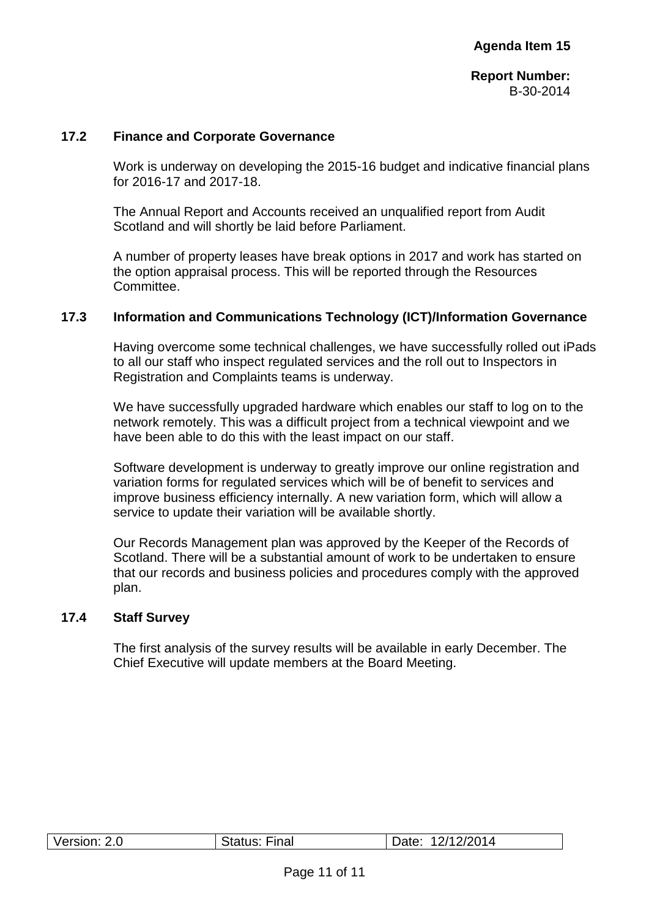**Agenda Item 15**

**Report Number:**
B-30-2014

### 17.2 Finance and Corporate Governance

Work is underway on developing the 2015-16 budget and indicative financial plans for 2016-17 and 2017-18.

The Annual Report and Accounts received an unqualified report from Audit Scotland and will shortly be laid before Parliament.

A number of property leases have break options in 2017 and work has started on the option appraisal process. This will be reported through the Resources Committee.

### 17.3 Information and Communications Technology (ICT)/Information Governance

Having overcome some technical challenges, we have successfully rolled out iPads to all our staff who inspect regulated services and the roll out to Inspectors in Registration and Complaints teams is underway.

We have successfully upgraded hardware which enables our staff to log on to the network remotely. This was a difficult project from a technical viewpoint and we have been able to do this with the least impact on our staff.

Software development is underway to greatly improve our online registration and variation forms for regulated services which will be of benefit to services and improve business efficiency internally. A new variation form, which will allow a service to update their variation will be available shortly.

Our Records Management plan was approved by the Keeper of the Records of Scotland. There will be a substantial amount of work to be undertaken to ensure that our records and business policies and procedures comply with the approved plan.

### 17.4 Staff Survey

The first analysis of the survey results will be available in early December. The Chief Executive will update members at the Board Meeting.

| | | |
|---|---|---|
| Version: 2.0 | Status: Final | Date: 12/12/2014 |